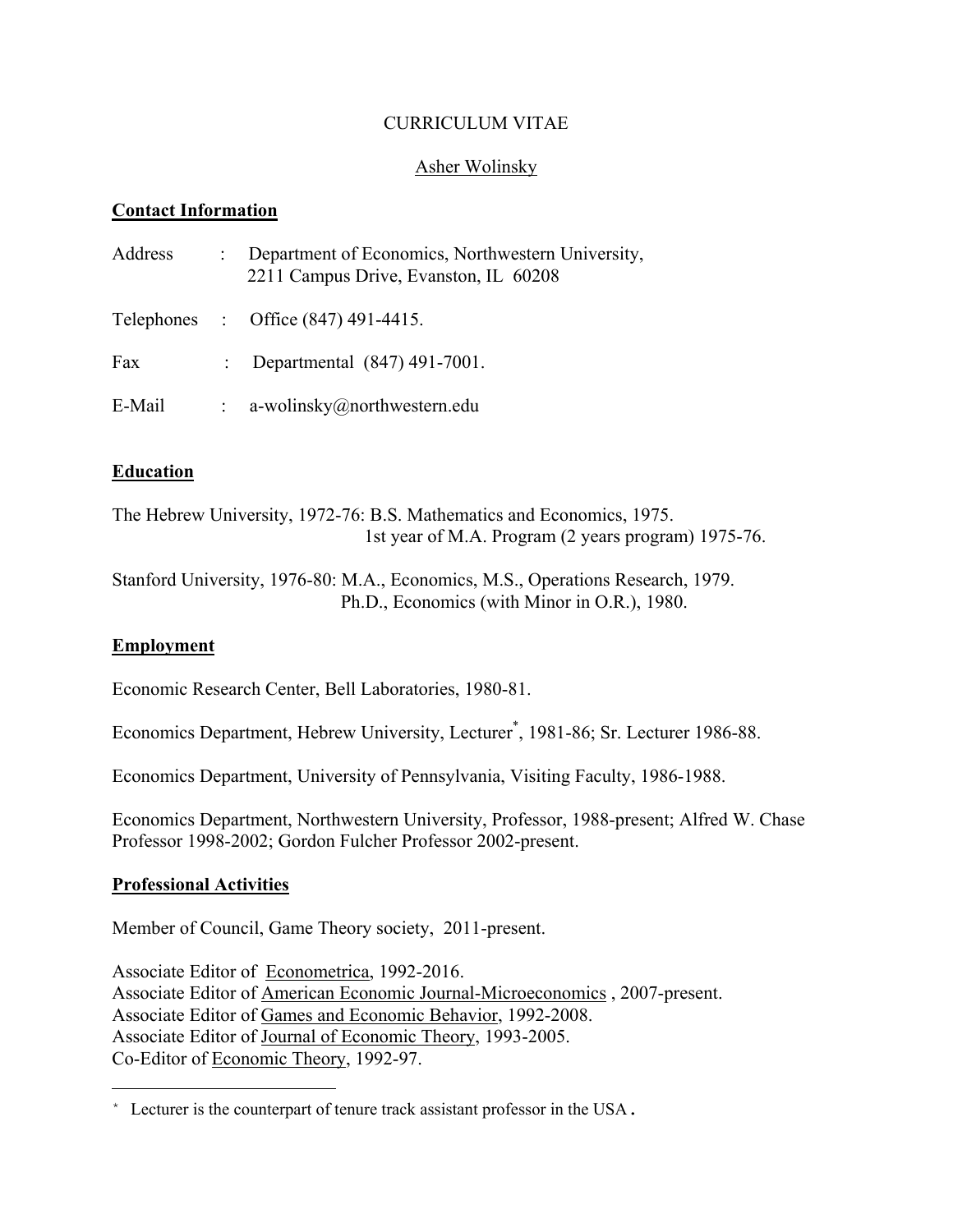# CURRICULUM VITAE

## Asher Wolinsky

### Contact Information

Address : Department of Economics, Northwestern University,
2211 Campus Drive, Evanston, IL 60208

Telephones : Office (847) 491-4415.

Fax : Departmental (847) 491-7001.

E-Mail : a-wolinsky@northwestern.edu

### Education

The Hebrew University, 1972-76: B.S. Mathematics and Economics, 1975.
1st year of M.A. Program (2 years program) 1975-76.

Stanford University, 1976-80: M.A., Economics, M.S., Operations Research, 1979.
Ph.D., Economics (with Minor in O.R.), 1980.

### Employment

Economic Research Center, Bell Laboratories, 1980-81.

Economics Department, Hebrew University, Lecturer[*], 1981-86; Sr. Lecturer 1986-88.

Economics Department, University of Pennsylvania, Visiting Faculty, 1986-1988.

Economics Department, Northwestern University, Professor, 1988-present; Alfred W. Chase Professor 1998-2002; Gordon Fulcher Professor 2002-present.

### Professional Activities

Member of Council, Game Theory society, 2011-present.

Associate Editor of Econometrica, 1992-2016.
Associate Editor of American Economic Journal-Microeconomics , 2007-present.
Associate Editor of Games and Economic Behavior, 1992-2008.
Associate Editor of Journal of Economic Theory, 1993-2005.
Co-Editor of Economic Theory, 1992-97.

---

[*] Lecturer is the counterpart of tenure track assistant professor in the USA .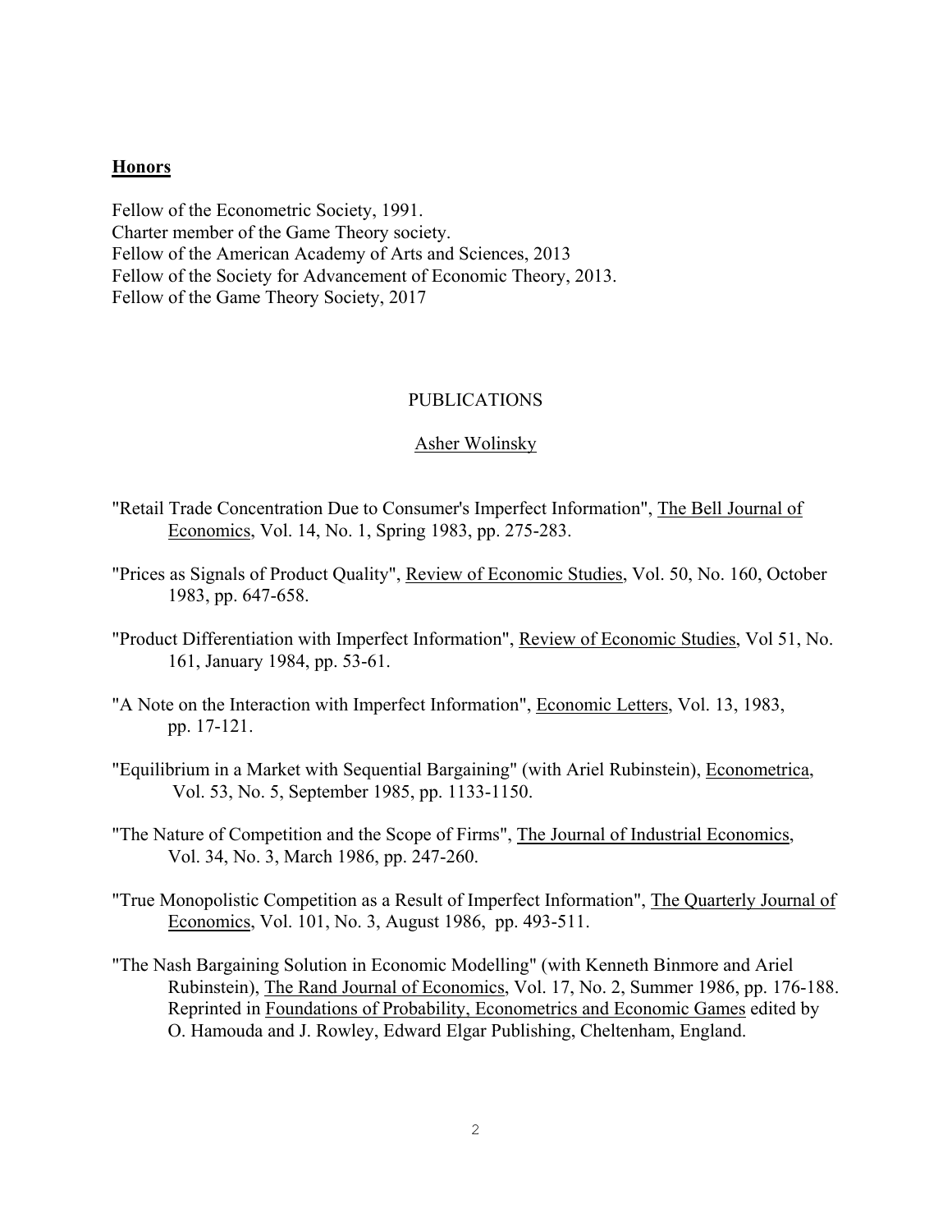## **Honors**

Fellow of the Econometric Society, 1991.
Charter member of the Game Theory society.
Fellow of the American Academy of Arts and Sciences, 2013
Fellow of the Society for Advancement of Economic Theory, 2013.
Fellow of the Game Theory Society, 2017

# PUBLICATIONS

## Asher Wolinsky

"Retail Trade Concentration Due to Consumer's Imperfect Information", The Bell Journal of Economics, Vol. 14, No. 1, Spring 1983, pp. 275-283.

"Prices as Signals of Product Quality", Review of Economic Studies, Vol. 50, No. 160, October 1983, pp. 647-658.

"Product Differentiation with Imperfect Information", Review of Economic Studies, Vol 51, No. 161, January 1984, pp. 53-61.

"A Note on the Interaction with Imperfect Information", Economic Letters, Vol. 13, 1983, pp. 17-121.

"Equilibrium in a Market with Sequential Bargaining" (with Ariel Rubinstein), Econometrica, Vol. 53, No. 5, September 1985, pp. 1133-1150.

"The Nature of Competition and the Scope of Firms", The Journal of Industrial Economics, Vol. 34, No. 3, March 1986, pp. 247-260.

"True Monopolistic Competition as a Result of Imperfect Information", The Quarterly Journal of Economics, Vol. 101, No. 3, August 1986, pp. 493-511.

"The Nash Bargaining Solution in Economic Modelling" (with Kenneth Binmore and Ariel Rubinstein), The Rand Journal of Economics, Vol. 17, No. 2, Summer 1986, pp. 176-188. Reprinted in Foundations of Probability, Econometrics and Economic Games edited by O. Hamouda and J. Rowley, Edward Elgar Publishing, Cheltenham, England.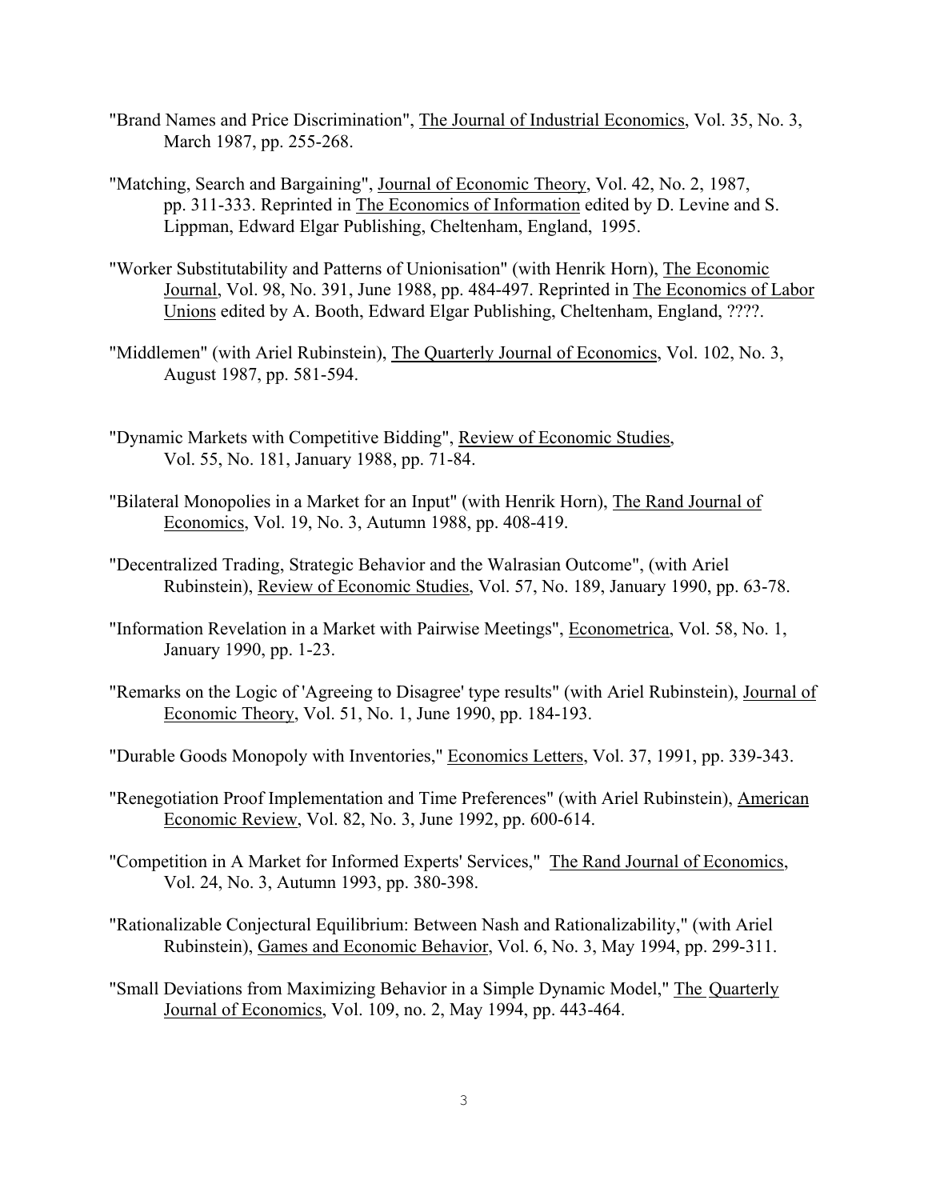"Brand Names and Price Discrimination", The Journal of Industrial Economics, Vol. 35, No. 3, March 1987, pp. 255-268.

"Matching, Search and Bargaining", Journal of Economic Theory, Vol. 42, No. 2, 1987, pp. 311-333. Reprinted in The Economics of Information edited by D. Levine and S. Lippman, Edward Elgar Publishing, Cheltenham, England, 1995.

"Worker Substitutability and Patterns of Unionisation" (with Henrik Horn), The Economic Journal, Vol. 98, No. 391, June 1988, pp. 484-497. Reprinted in The Economics of Labor Unions edited by A. Booth, Edward Elgar Publishing, Cheltenham, England, ????.

"Middlemen" (with Ariel Rubinstein), The Quarterly Journal of Economics, Vol. 102, No. 3, August 1987, pp. 581-594.

"Dynamic Markets with Competitive Bidding", Review of Economic Studies, Vol. 55, No. 181, January 1988, pp. 71-84.

"Bilateral Monopolies in a Market for an Input" (with Henrik Horn), The Rand Journal of Economics, Vol. 19, No. 3, Autumn 1988, pp. 408-419.

"Decentralized Trading, Strategic Behavior and the Walrasian Outcome", (with Ariel Rubinstein), Review of Economic Studies, Vol. 57, No. 189, January 1990, pp. 63-78.

"Information Revelation in a Market with Pairwise Meetings", Econometrica, Vol. 58, No. 1, January 1990, pp. 1-23.

"Remarks on the Logic of 'Agreeing to Disagree' type results" (with Ariel Rubinstein), Journal of Economic Theory, Vol. 51, No. 1, June 1990, pp. 184-193.

"Durable Goods Monopoly with Inventories," Economics Letters, Vol. 37, 1991, pp. 339-343.

"Renegotiation Proof Implementation and Time Preferences" (with Ariel Rubinstein), American Economic Review, Vol. 82, No. 3, June 1992, pp. 600-614.

"Competition in A Market for Informed Experts' Services," The Rand Journal of Economics, Vol. 24, No. 3, Autumn 1993, pp. 380-398.

"Rationalizable Conjectural Equilibrium: Between Nash and Rationalizability," (with Ariel Rubinstein), Games and Economic Behavior, Vol. 6, No. 3, May 1994, pp. 299-311.

"Small Deviations from Maximizing Behavior in a Simple Dynamic Model," The Quarterly Journal of Economics, Vol. 109, no. 2, May 1994, pp. 443-464.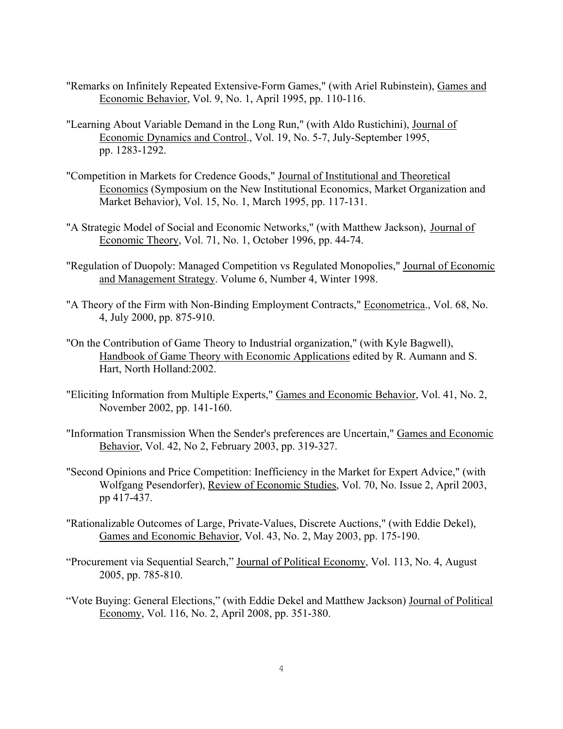"Remarks on Infinitely Repeated Extensive-Form Games," (with Ariel Rubinstein), Games and Economic Behavior, Vol. 9, No. 1, April 1995, pp. 110-116.

"Learning About Variable Demand in the Long Run," (with Aldo Rustichini), Journal of Economic Dynamics and Control., Vol. 19, No. 5-7, July-September 1995, pp. 1283-1292.

"Competition in Markets for Credence Goods," Journal of Institutional and Theoretical Economics (Symposium on the New Institutional Economics, Market Organization and Market Behavior), Vol. 15, No. 1, March 1995, pp. 117-131.

"A Strategic Model of Social and Economic Networks," (with Matthew Jackson), Journal of Economic Theory, Vol. 71, No. 1, October 1996, pp. 44-74.

"Regulation of Duopoly: Managed Competition vs Regulated Monopolies," Journal of Economic and Management Strategy. Volume 6, Number 4, Winter 1998.

"A Theory of the Firm with Non-Binding Employment Contracts," Econometrica., Vol. 68, No. 4, July 2000, pp. 875-910.

"On the Contribution of Game Theory to Industrial organization," (with Kyle Bagwell), Handbook of Game Theory with Economic Applications edited by R. Aumann and S. Hart, North Holland:2002.

"Eliciting Information from Multiple Experts," Games and Economic Behavior, Vol. 41, No. 2, November 2002, pp. 141-160.

"Information Transmission When the Sender's preferences are Uncertain," Games and Economic Behavior, Vol. 42, No 2, February 2003, pp. 319-327.

"Second Opinions and Price Competition: Inefficiency in the Market for Expert Advice," (with Wolfgang Pesendorfer), Review of Economic Studies, Vol. 70, No. Issue 2, April 2003, pp 417-437.

"Rationalizable Outcomes of Large, Private-Values, Discrete Auctions," (with Eddie Dekel), Games and Economic Behavior, Vol. 43, No. 2, May 2003, pp. 175-190.

"Procurement via Sequential Search," Journal of Political Economy, Vol. 113, No. 4, August 2005, pp. 785-810.

"Vote Buying: General Elections," (with Eddie Dekel and Matthew Jackson) Journal of Political Economy, Vol. 116, No. 2, April 2008, pp. 351-380.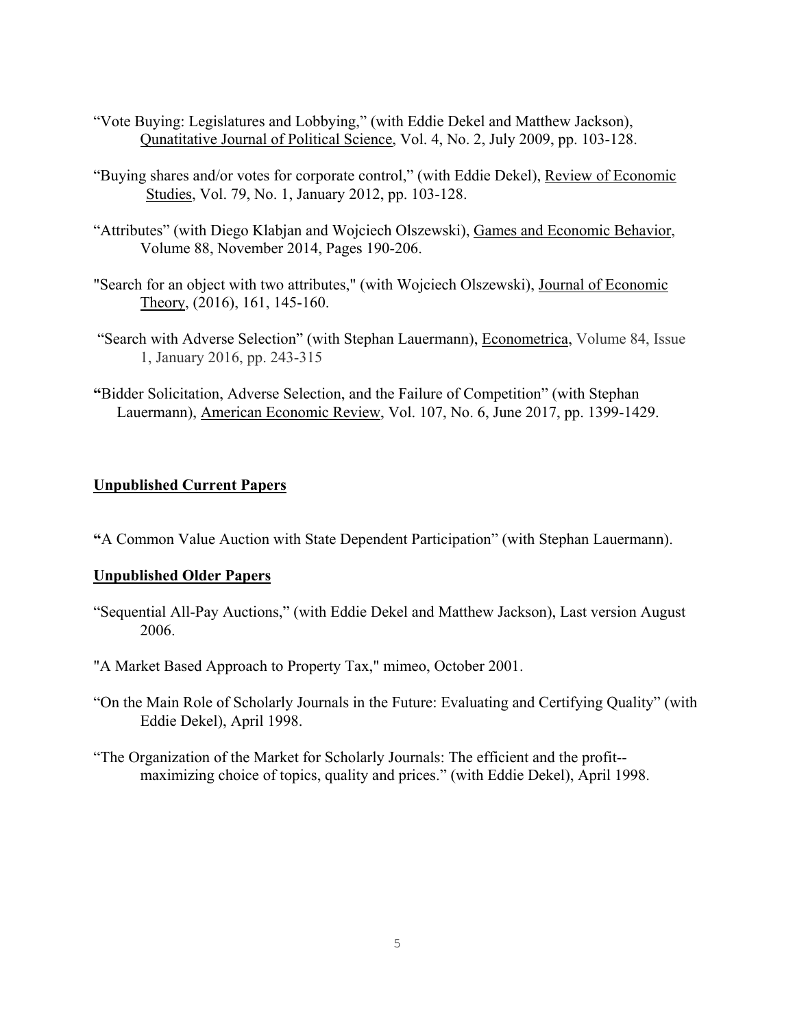"Vote Buying: Legislatures and Lobbying," (with Eddie Dekel and Matthew Jackson), Qunatitative Journal of Political Science, Vol. 4, No. 2, July 2009, pp. 103-128.

"Buying shares and/or votes for corporate control," (with Eddie Dekel), Review of Economic Studies, Vol. 79, No. 1, January 2012, pp. 103-128.

"Attributes" (with Diego Klabjan and Wojciech Olszewski), Games and Economic Behavior, Volume 88, November 2014, Pages 190-206.

"Search for an object with two attributes," (with Wojciech Olszewski), Journal of Economic Theory, (2016), 161, 145-160.

"Search with Adverse Selection" (with Stephan Lauermann), Econometrica, Volume 84, Issue 1, January 2016, pp. 243-315

"Bidder Solicitation, Adverse Selection, and the Failure of Competition" (with Stephan Lauermann), American Economic Review, Vol. 107, No. 6, June 2017, pp. 1399-1429.

## Unpublished Current Papers

"A Common Value Auction with State Dependent Participation" (with Stephan Lauermann).

## Unpublished Older Papers

"Sequential All-Pay Auctions," (with Eddie Dekel and Matthew Jackson), Last version August 2006.

"A Market Based Approach to Property Tax," mimeo, October 2001.

"On the Main Role of Scholarly Journals in the Future: Evaluating and Certifying Quality" (with Eddie Dekel), April 1998.

"The Organization of the Market for Scholarly Journals: The efficient and the profit--maximizing choice of topics, quality and prices." (with Eddie Dekel), April 1998.